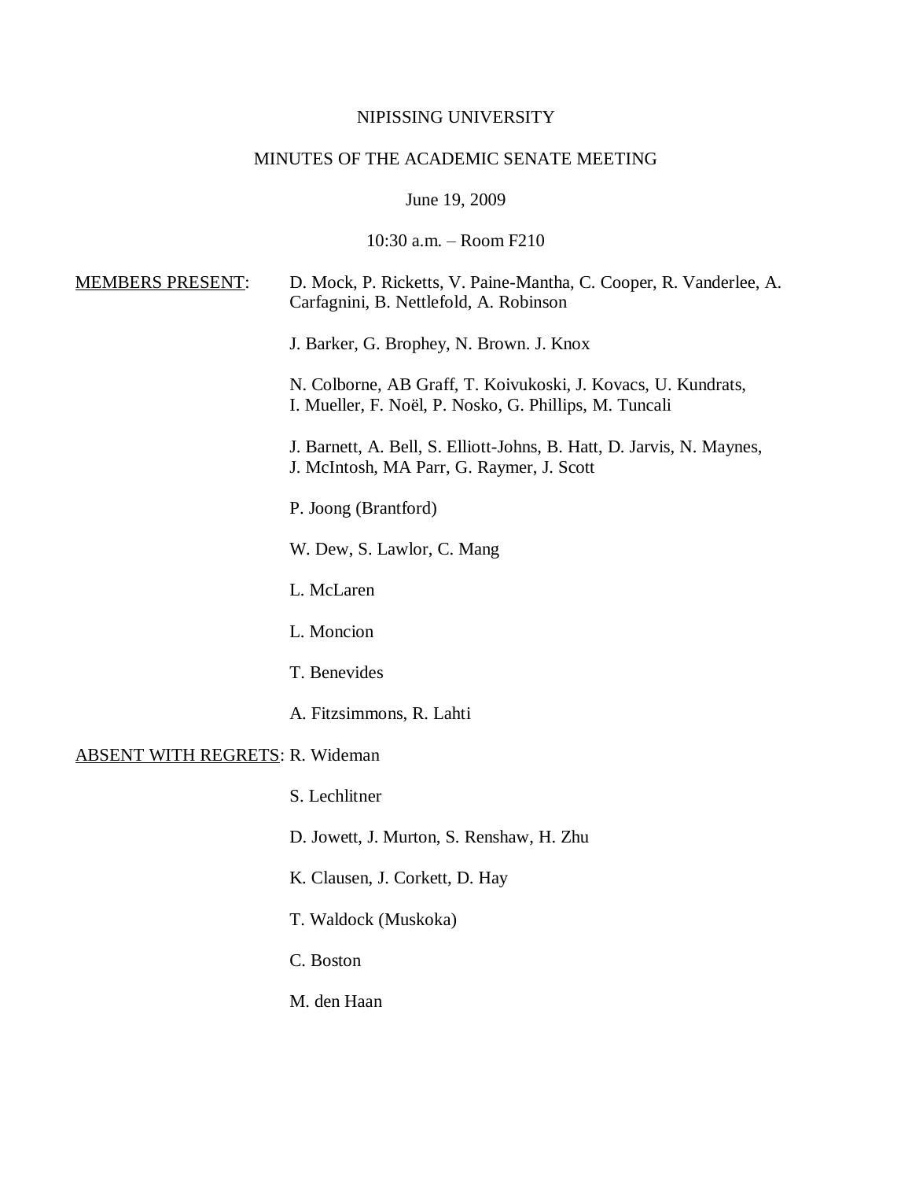NIPISSING UNIVERSITY

MINUTES OF THE ACADEMIC SENATE MEETING

June 19, 2009

10:30 a.m. – Room F210

MEMBERS PRESENT:

D. Mock, P. Ricketts, V. Paine-Mantha, C. Cooper, R. Vanderlee, A. Carfagnini, B. Nettlefold, A. Robinson

J. Barker, G. Brophey, N. Brown. J. Knox

N. Colborne, AB Graff, T. Koivukoski, J. Kovacs, U. Kundrats, I. Mueller, F. Noël, P. Nosko, G. Phillips, M. Tuncali

J. Barnett, A. Bell, S. Elliott-Johns, B. Hatt, D. Jarvis, N. Maynes, J. McIntosh, MA Parr, G. Raymer, J. Scott

P. Joong (Brantford)

W. Dew, S. Lawlor, C. Mang

L. McLaren

L. Moncion

T. Benevides

A. Fitzsimmons, R. Lahti

ABSENT WITH REGRETS:

R. Wideman

S. Lechlitner

D. Jowett, J. Murton, S. Renshaw, H. Zhu

K. Clausen, J. Corkett, D. Hay

T. Waldock (Muskoka)

C. Boston

M. den Haan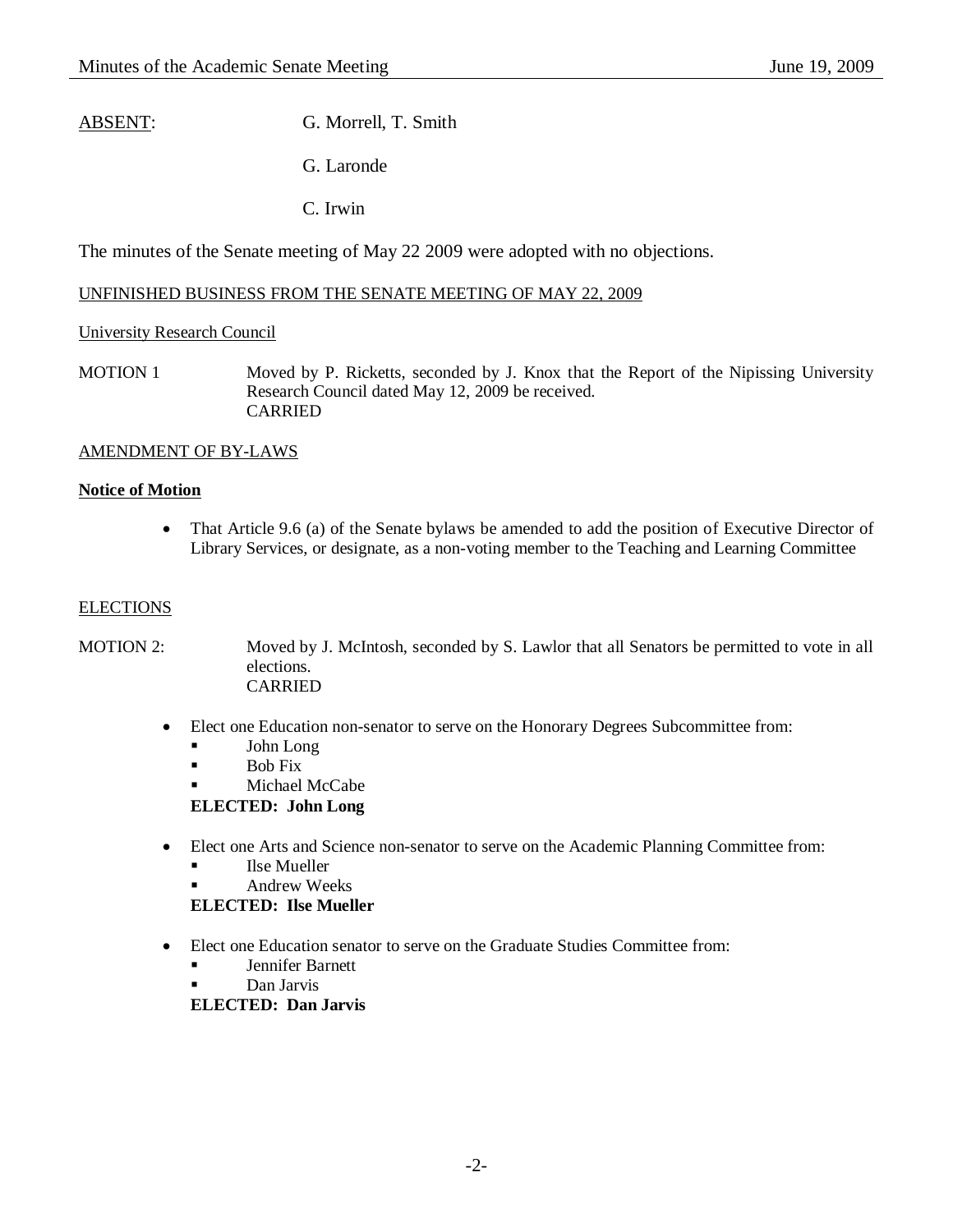ABSENT: G. Morrell, T. Smith

G. Laronde

C. Irwin

The minutes of the Senate meeting of May 22 2009 were adopted with no objections.

UNFINISHED BUSINESS FROM THE SENATE MEETING OF MAY 22, 2009

University Research Council

MOTION 1 Moved by P. Ricketts, seconded by J. Knox that the Report of the Nipissing University Research Council dated May 12, 2009 be received.
CARRIED

AMENDMENT OF BY-LAWS

**Notice of Motion**

- That Article 9.6 (a) of the Senate bylaws be amended to add the position of Executive Director of Library Services, or designate, as a non-voting member to the Teaching and Learning Committee

ELECTIONS

MOTION 2: Moved by J. McIntosh, seconded by S. Lawlor that all Senators be permitted to vote in all elections.
CARRIED

- Elect one Education non-senator to serve on the Honorary Degrees Subcommittee from:
  - John Long
  - Bob Fix
  - Michael McCabe

  **ELECTED: John Long**

- Elect one Arts and Science non-senator to serve on the Academic Planning Committee from:
  - Ilse Mueller
  - Andrew Weeks

  **ELECTED: Ilse Mueller**

- Elect one Education senator to serve on the Graduate Studies Committee from:
  - Jennifer Barnett
  - Dan Jarvis

  **ELECTED: Dan Jarvis**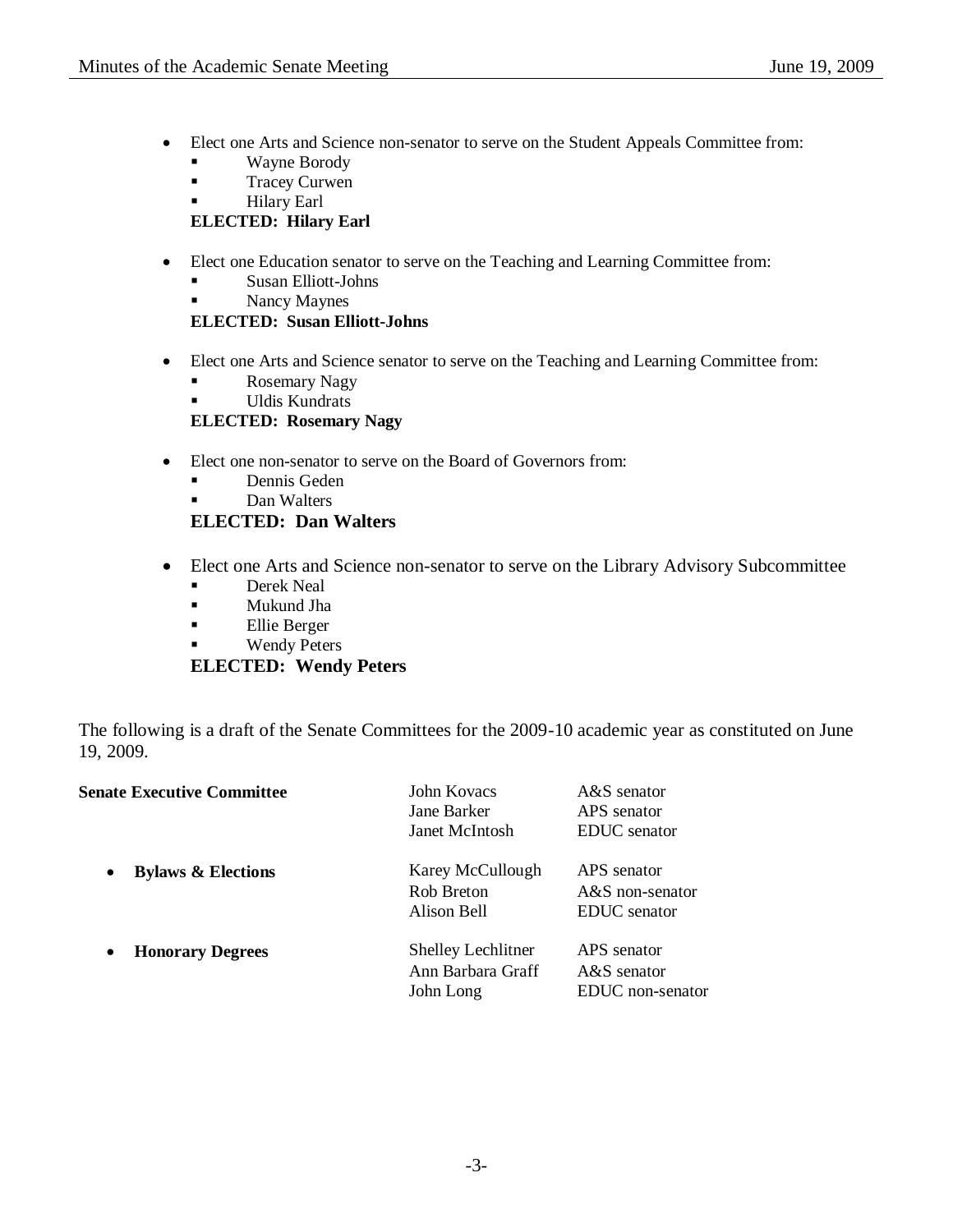- Elect one Arts and Science non-senator to serve on the Student Appeals Committee from:
  - Wayne Borody
  - Tracey Curwen
  - Hilary Earl

  **ELECTED: Hilary Earl**

- Elect one Education senator to serve on the Teaching and Learning Committee from:
  - Susan Elliott-Johns
  - Nancy Maynes

  **ELECTED: Susan Elliott-Johns**

- Elect one Arts and Science senator to serve on the Teaching and Learning Committee from:
  - Rosemary Nagy
  - Uldis Kundrats

  **ELECTED: Rosemary Nagy**

- Elect one non-senator to serve on the Board of Governors from:
  - Dennis Geden
  - Dan Walters

  **ELECTED: Dan Walters**

- Elect one Arts and Science non-senator to serve on the Library Advisory Subcommittee
  - Derek Neal
  - Mukund Jha
  - Ellie Berger
  - Wendy Peters

  **ELECTED: Wendy Peters**

The following is a draft of the Senate Committees for the 2009-10 academic year as constituted on June 19, 2009.

| Committee | Member | Role |
|---|---|---|
| **Senate Executive Committee** | John Kovacs | A&S senator |
| | Jane Barker | APS senator |
| | Janet McIntosh | EDUC senator |
| • **Bylaws & Elections** | Karey McCullough | APS senator |
| | Rob Breton | A&S non-senator |
| | Alison Bell | EDUC senator |
| • **Honorary Degrees** | Shelley Lechlitner | APS senator |
| | Ann Barbara Graff | A&S senator |
| | John Long | EDUC non-senator |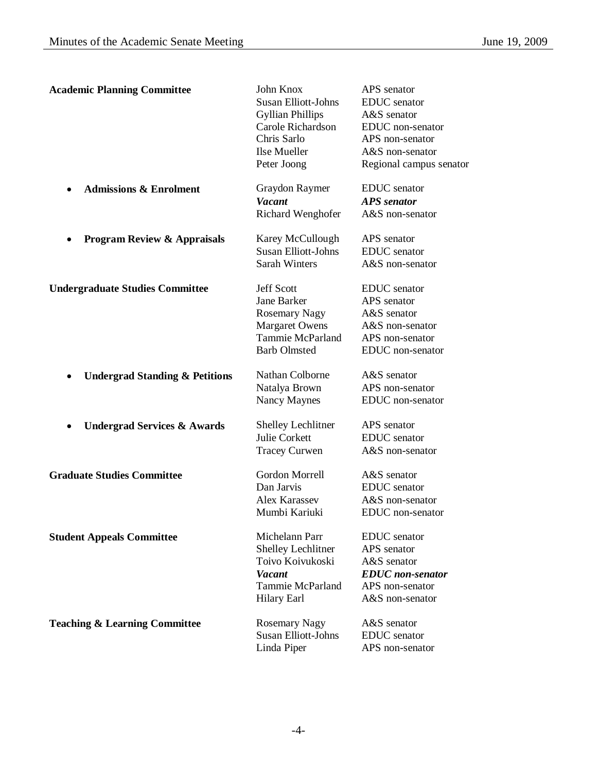| Committee | Member | Position |
|---|---|---|
| **Academic Planning Committee** | John Knox | APS senator |
| | Susan Elliott-Johns | EDUC senator |
| | Gyllian Phillips | A&S senator |
| | Carole Richardson | EDUC non-senator |
| | Chris Sarlo | APS non-senator |
| | Ilse Mueller | A&S non-senator |
| | Peter Joong | Regional campus senator |
| • **Admissions & Enrolment** | Graydon Raymer | EDUC senator |
| | ***Vacant*** | ***APS senator*** |
| | Richard Wenghofer | A&S non-senator |
| • **Program Review & Appraisals** | Karey McCullough | APS senator |
| | Susan Elliott-Johns | EDUC senator |
| | Sarah Winters | A&S non-senator |
| **Undergraduate Studies Committee** | Jeff Scott | EDUC senator |
| | Jane Barker | APS senator |
| | Rosemary Nagy | A&S senator |
| | Margaret Owens | A&S non-senator |
| | Tammie McParland | APS non-senator |
| | Barb Olmsted | EDUC non-senator |
| • **Undergrad Standing & Petitions** | Nathan Colborne | A&S senator |
| | Natalya Brown | APS non-senator |
| | Nancy Maynes | EDUC non-senator |
| • **Undergrad Services & Awards** | Shelley Lechlitner | APS senator |
| | Julie Corkett | EDUC senator |
| | Tracey Curwen | A&S non-senator |
| **Graduate Studies Committee** | Gordon Morrell | A&S senator |
| | Dan Jarvis | EDUC senator |
| | Alex Karassev | A&S non-senator |
| | Mumbi Kariuki | EDUC non-senator |
| **Student Appeals Committee** | Michelann Parr | EDUC senator |
| | Shelley Lechlitner | APS senator |
| | Toivo Koivukoski | A&S senator |
| | ***Vacant*** | ***EDUC non-senator*** |
| | Tammie McParland | APS non-senator |
| | Hilary Earl | A&S non-senator |
| **Teaching & Learning Committee** | Rosemary Nagy | A&S senator |
| | Susan Elliott-Johns | EDUC senator |
| | Linda Piper | APS non-senator |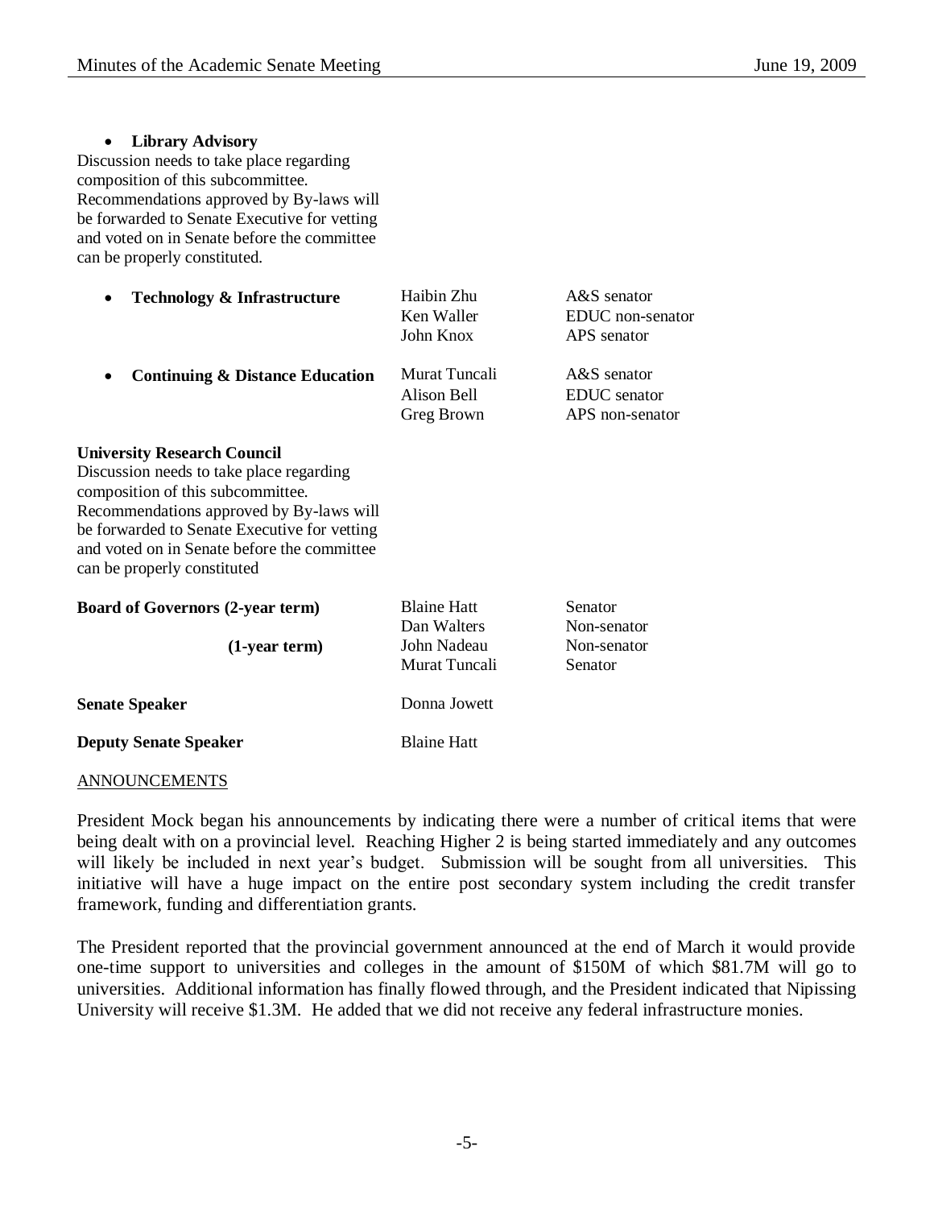- **Library Advisory**

Discussion needs to take place regarding composition of this subcommittee. Recommendations approved by By-laws will be forwarded to Senate Executive for vetting and voted on in Senate before the committee can be properly constituted.

| | | |
|---|---|---|
| • **Technology & Infrastructure** | Haibin Zhu | A&S senator |
| | Ken Waller | EDUC non-senator |
| | John Knox | APS senator |
| • **Continuing & Distance Education** | Murat Tuncali | A&S senator |
| | Alison Bell | EDUC senator |
| | Greg Brown | APS non-senator |

**University Research Council**

Discussion needs to take place regarding composition of this subcommittee. Recommendations approved by By-laws will be forwarded to Senate Executive for vetting and voted on in Senate before the committee can be properly constituted

| | | |
|---|---|---|
| **Board of Governors (2-year term)** | Blaine Hatt | Senator |
| | Dan Walters | Non-senator |
| **(1-year term)** | John Nadeau | Non-senator |
| | Murat Tuncali | Senator |
| **Senate Speaker** | Donna Jowett | |
| **Deputy Senate Speaker** | Blaine Hatt | |

ANNOUNCEMENTS

President Mock began his announcements by indicating there were a number of critical items that were being dealt with on a provincial level. Reaching Higher 2 is being started immediately and any outcomes will likely be included in next year's budget. Submission will be sought from all universities. This initiative will have a huge impact on the entire post secondary system including the credit transfer framework, funding and differentiation grants.

The President reported that the provincial government announced at the end of March it would provide one-time support to universities and colleges in the amount of $150M of which $81.7M will go to universities. Additional information has finally flowed through, and the President indicated that Nipissing University will receive $1.3M. He added that we did not receive any federal infrastructure monies.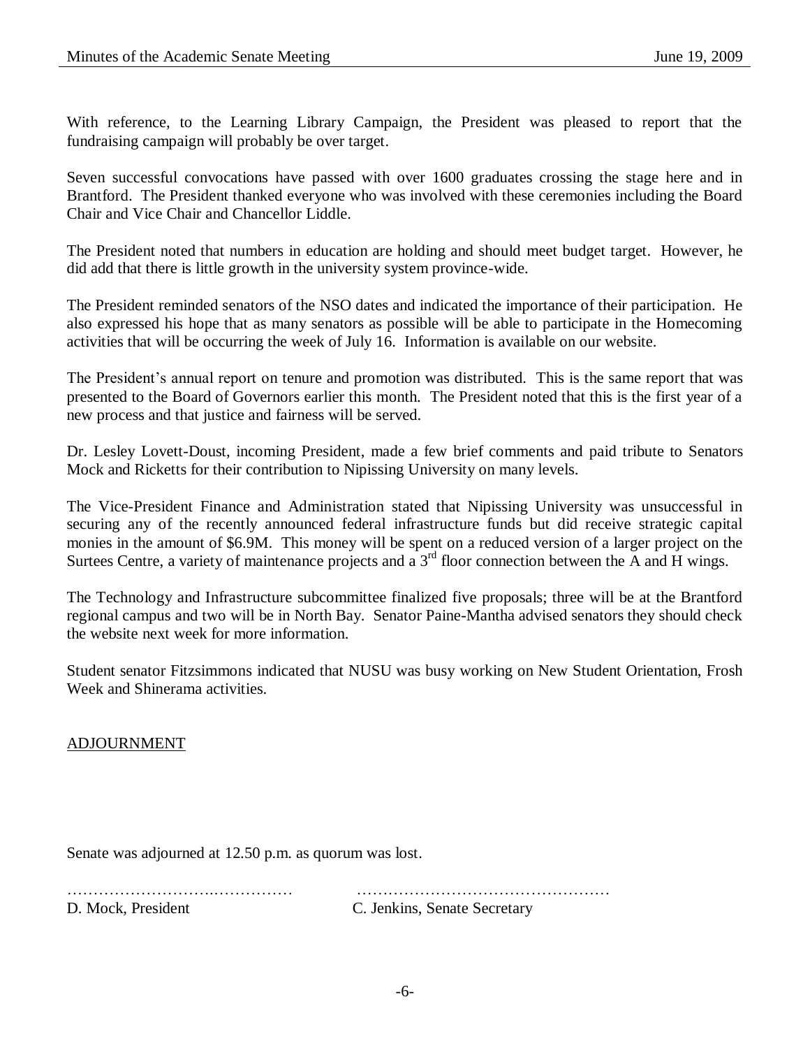With reference, to the Learning Library Campaign, the President was pleased to report that the fundraising campaign will probably be over target.

Seven successful convocations have passed with over 1600 graduates crossing the stage here and in Brantford. The President thanked everyone who was involved with these ceremonies including the Board Chair and Vice Chair and Chancellor Liddle.

The President noted that numbers in education are holding and should meet budget target. However, he did add that there is little growth in the university system province-wide.

The President reminded senators of the NSO dates and indicated the importance of their participation. He also expressed his hope that as many senators as possible will be able to participate in the Homecoming activities that will be occurring the week of July 16. Information is available on our website.

The President's annual report on tenure and promotion was distributed. This is the same report that was presented to the Board of Governors earlier this month. The President noted that this is the first year of a new process and that justice and fairness will be served.

Dr. Lesley Lovett-Doust, incoming President, made a few brief comments and paid tribute to Senators Mock and Ricketts for their contribution to Nipissing University on many levels.

The Vice-President Finance and Administration stated that Nipissing University was unsuccessful in securing any of the recently announced federal infrastructure funds but did receive strategic capital monies in the amount of $6.9M. This money will be spent on a reduced version of a larger project on the Surtees Centre, a variety of maintenance projects and a 3rd floor connection between the A and H wings.

The Technology and Infrastructure subcommittee finalized five proposals; three will be at the Brantford regional campus and two will be in North Bay. Senator Paine-Mantha advised senators they should check the website next week for more information.

Student senator Fitzsimmons indicated that NUSU was busy working on New Student Orientation, Frosh Week and Shinerama activities.

ADJOURNMENT

Senate was adjourned at 12.50 p.m. as quorum was lost.

……………………….…………… ………………………………………… 

D. Mock, President C. Jenkins, Senate Secretary